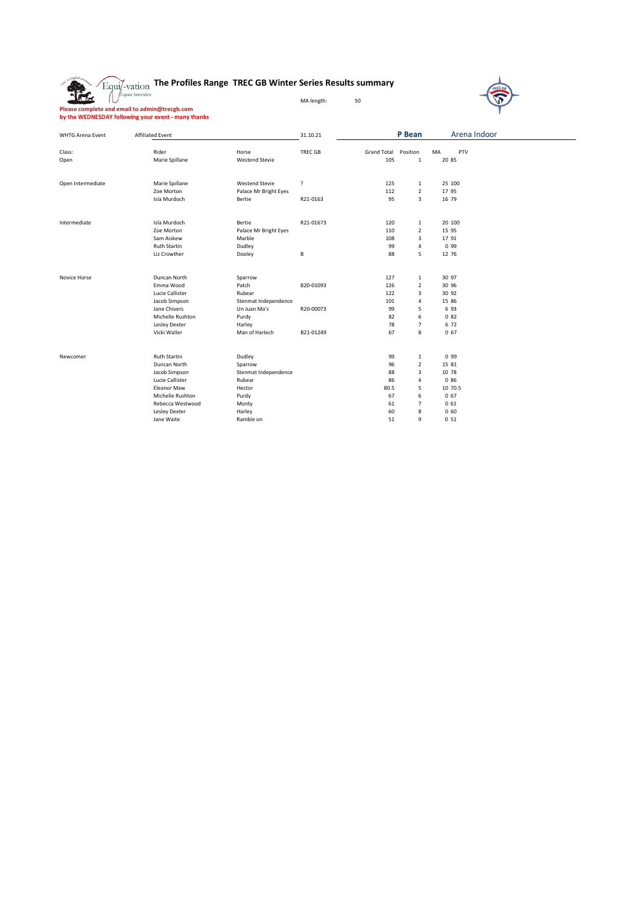# The Profiles Range TREC GB Winter Series Results summary

MA length: 50

**Please complete and email to admin@trecgb.com**
**by the WEDNESDAY following your event - many thanks**

| WHTG Arena Event | Affiliated Event | | 31.10.21 | **P Bean** | | Arena Indoor | |
|---|---|---|---|---|---|---|---|
| Class: | Rider | Horse | TREC GB | Grand Total | Position | MA | PTV |
| Open | Marie Spillane | Westend Stevie | | 105 | 1 | 20 | 85 |
| | | | | | | | |
| Open Intermediate | Marie Spillane | Westend Stevie | ? | 125 | 1 | 25 | 100 |
| | Zoe Morton | Palace Mr Bright Eyes | | 112 | 2 | 17 | 95 |
| | Isla Murdoch | Bertie | R21-0163 | 95 | 3 | 16 | 79 |
| | | | | | | | |
| Intermediate | Isla Murdoch | Bertie | R21-01673 | 120 | 1 | 20 | 100 |
| | Zoe Morton | Palace Mr Bright Eyes | | 110 | 2 | 15 | 95 |
| | Sam Aiskew | Marble | | 108 | 3 | 17 | 91 |
| | Ruth Startin | Dudley | | 99 | 4 | 0 | 99 |
| | Liz Crowther | Dooley | B | 88 | 5 | 12 | 76 |
| | | | | | | | |
| Novice Horse | Duncan North | Sparrow | | 127 | 1 | 30 | 97 |
| | Emma Wood | Patch | B20-01093 | 126 | 2 | 30 | 96 |
| | Lucie Callister | Rubear | | 122 | 3 | 30 | 92 |
| | Jacob Simpson | Stenmat Independence | | 101 | 4 | 15 | 86 |
| | Jane Chivers | Un Juan Ma's | R20-00073 | 99 | 5 | 6 | 93 |
| | Michelle Rushton | Purdy | | 82 | 6 | 0 | 82 |
| | Lesley Dexter | Harley | | 78 | 7 | 6 | 72 |
| | Vicki Waller | Man of Harlech | B21-01249 | 67 | 8 | 0 | 67 |
| | | | | | | | |
| Newcomer | Ruth Startin | Dudley | | 99 | 1 | 0 | 99 |
| | Duncan North | Sparrow | | 96 | 2 | 15 | 81 |
| | Jacob Simpson | Stenmat Independence | | 88 | 3 | 10 | 78 |
| | Lucie Callister | Rubear | | 86 | 4 | 0 | 86 |
| | Eleanor Maw | Hector | | 80.5 | 5 | 10 | 70.5 |
| | Michelle Rushton | Purdy | | 67 | 6 | 0 | 67 |
| | Rebecca Westwood | Monty | | 61 | 7 | 0 | 61 |
| | Lesley Dexter | Harley | | 60 | 8 | 0 | 60 |
| | Jane Waite | Ramble on | | 51 | 9 | 0 | 51 |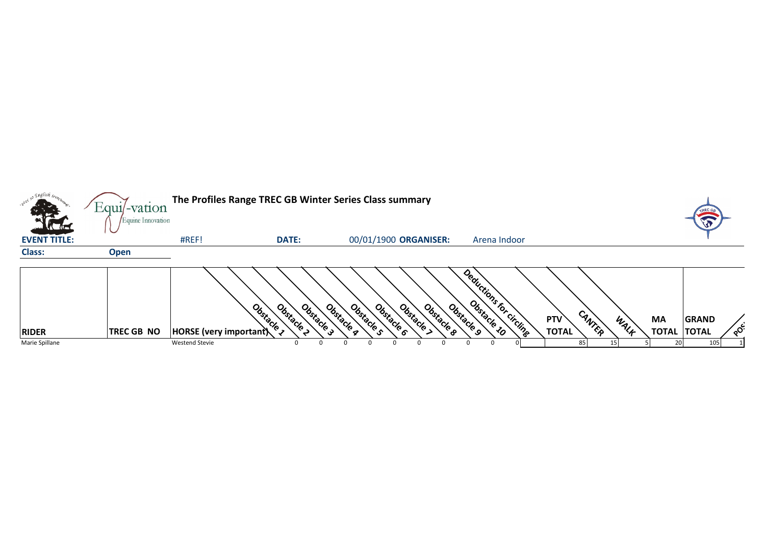# The Profiles Range TREC GB Winter Series Class summary

**EVENT TITLE:** #REF! **DATE:** 00/01/1900 **ORGANISER:** Arena Indoor

**Class:** **Open**

| RIDER | TREC GB NO | HORSE (very important) | Obstacle 1 | Obstacle 2 | Obstacle 3 | Obstacle 4 | Obstacle 5 | Obstacle 6 | Obstacle 7 | Obstacle 8 | Obstacle 9 | Obstacle 10 | Deductions for circling | PTV TOTAL | CANTER | WALK | MA TOTAL | GRAND TOTAL | POS |
|---|---|---|---|---|---|---|---|---|---|---|---|---|---|---|---|---|---|---|---|
| Marie Spillane | | Westend Stevie | 0 | 0 | 0 | 0 | 0 | 0 | 0 | 0 | 0 | 0 | | 85 | 15 | 5 | 20 | 105 | 1 |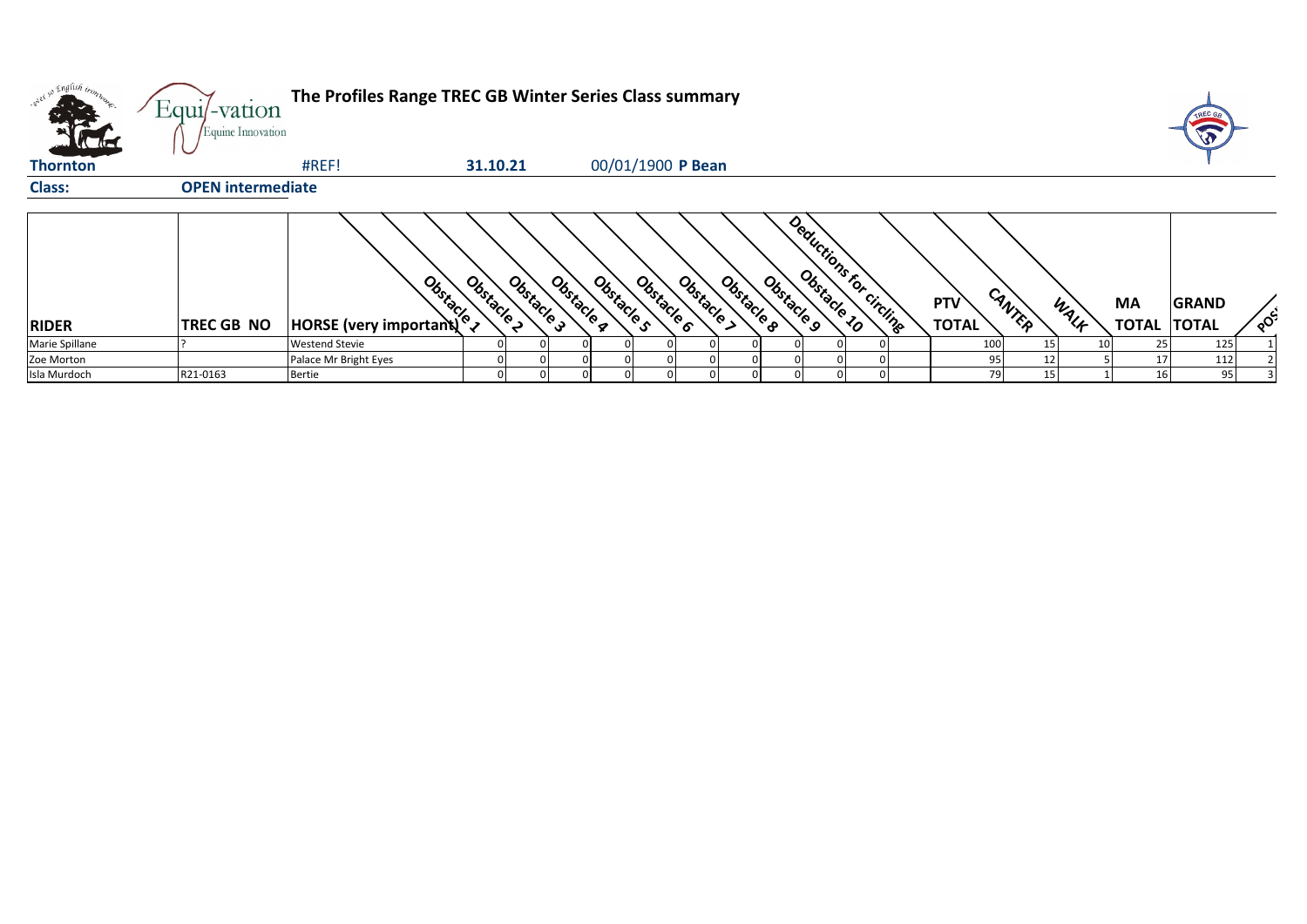# The Profiles Range TREC GB Winter Series Class summary

**Thornton** | #REF! | **31.10.21** | 00/01/1900 **P Bean**

**Class:** **OPEN intermediate**

| RIDER | TREC GB NO | HORSE (very important) | Obstacle 1 | Obstacle 2 | Obstacle 3 | Obstacle 4 | Obstacle 5 | Obstacle 6 | Obstacle 7 | Obstacle 8 | Obstacle 9 | Obstacle 10 | Deductions for circling | PTV TOTAL | CANTER | WALK | MA TOTAL | GRAND TOTAL | POS |
|---|---|---|---|---|---|---|---|---|---|---|---|---|---|---|---|---|---|---|
| Marie Spillane | ? | Westend Stevie | 0 | 0 | 0 | 0 | 0 | 0 | 0 | 0 | 0 | 0 | | 100 | 15 | 10 | 25 | 125 | 1 |
| Zoe Morton | | Palace Mr Bright Eyes | 0 | 0 | 0 | 0 | 0 | 0 | 0 | 0 | 0 | 0 | | 95 | 12 | 5 | 17 | 112 | 2 |
| Isla Murdoch | R21-0163 | Bertie | 0 | 0 | 0 | 0 | 0 | 0 | 0 | 0 | 0 | 0 | | 79 | 15 | 1 | 16 | 95 | 3 |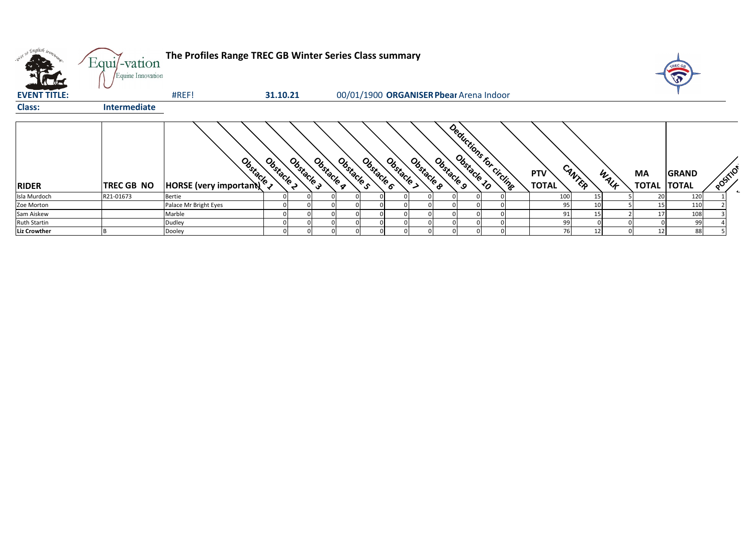**The Profiles Range TREC GB Winter Series Class summary**

**EVENT TITLE:** #REF! **31.10.21** 00/01/1900 **ORGANISER Pbear** Arena Indoor

**Class:** **Intermediate**

| RIDER | TREC GB NO | HORSE (very important) | Obstacle 1 | Obstacle 2 | Obstacle 3 | Obstacle 4 | Obstacle 5 | Obstacle 6 | Obstacle 7 | Obstacle 8 | Obstacle 9 | Obstacle 10 | Deductions for circling | PTV TOTAL | CANTER | WALK | MA TOTAL | GRAND TOTAL | POSITION |
|---|---|---|---|---|---|---|---|---|---|---|---|---|---|---|---|---|---|---|---|
| Isla Murdoch | R21-01673 | Bertie | 0 | 0 | 0 | 0 | 0 | 0 | 0 | 0 | 0 | 0 | | 100 | 15 | 5 | 20 | 120 | 1 |
| Zoe Morton | | Palace Mr Bright Eyes | 0 | 0 | 0 | 0 | 0 | 0 | 0 | 0 | 0 | 0 | | 95 | 10 | 5 | 15 | 110 | 2 |
| Sam Aiskew | | Marble | 0 | 0 | 0 | 0 | 0 | 0 | 0 | 0 | 0 | 0 | | 91 | 15 | 2 | 17 | 108 | 3 |
| Ruth Startin | | Dudley | 0 | 0 | 0 | 0 | 0 | 0 | 0 | 0 | 0 | 0 | | 99 | 0 | 0 | 0 | 99 | 4 |
| **Liz Crowther** | B | Dooley | 0 | 0 | 0 | 0 | 0 | 0 | 0 | 0 | 0 | 0 | | 76 | 12 | 0 | 12 | 88 | 5 |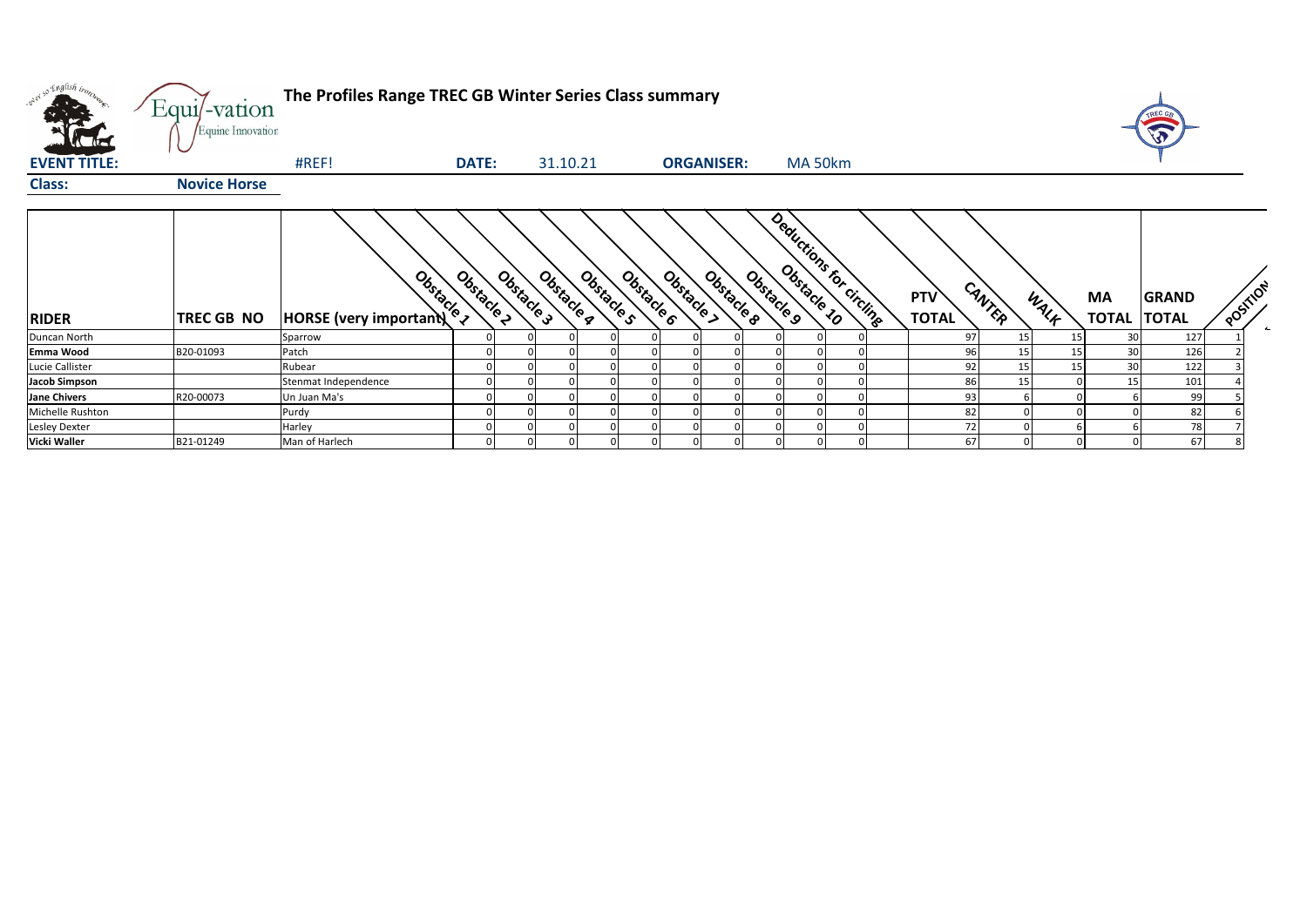# The Profiles Range TREC GB Winter Series Class summary

**EVENT TITLE:** #REF! **DATE:** 31.10.21 **ORGANISER:** MA 50km

**Class:** **Novice Horse**

| RIDER | TREC GB NO | HORSE (very important) | Obstacle 1 | Obstacle 2 | Obstacle 3 | Obstacle 4 | Obstacle 5 | Obstacle 6 | Obstacle 7 | Obstacle 8 | Obstacle 9 | Obstacle 10 | Deductions for circling | PTV TOTAL | CANTER | WALK | MA TOTAL | GRAND TOTAL | POSITION |
|---|---|---|---|---|---|---|---|---|---|---|---|---|---|---|---|---|---|---|---|
| Duncan North | | Sparrow | 0 | 0 | 0 | 0 | 0 | 0 | 0 | 0 | 0 | 0 | | 97 | 15 | 15 | 30 | 127 | 1 |
| **Emma Wood** | B20-01093 | Patch | 0 | 0 | 0 | 0 | 0 | 0 | 0 | 0 | 0 | 0 | | 96 | 15 | 15 | 30 | 126 | 2 |
| Lucie Callister | | Rubear | 0 | 0 | 0 | 0 | 0 | 0 | 0 | 0 | 0 | 0 | | 92 | 15 | 15 | 30 | 122 | 3 |
| **Jacob Simpson** | | Stenmat Independence | 0 | 0 | 0 | 0 | 0 | 0 | 0 | 0 | 0 | 0 | | 86 | 15 | 0 | 15 | 101 | 4 |
| **Jane Chivers** | R20-00073 | Un Juan Ma's | 0 | 0 | 0 | 0 | 0 | 0 | 0 | 0 | 0 | 0 | | 93 | 6 | 0 | 6 | 99 | 5 |
| Michelle Rushton | | Purdy | 0 | 0 | 0 | 0 | 0 | 0 | 0 | 0 | 0 | 0 | | 82 | 0 | 0 | 0 | 82 | 6 |
| Lesley Dexter | | Harley | 0 | 0 | 0 | 0 | 0 | 0 | 0 | 0 | 0 | 0 | | 72 | 0 | 6 | 6 | 78 | 7 |
| **Vicki Waller** | B21-01249 | Man of Harlech | 0 | 0 | 0 | 0 | 0 | 0 | 0 | 0 | 0 | 0 | | 67 | 0 | 0 | 0 | 67 | 8 |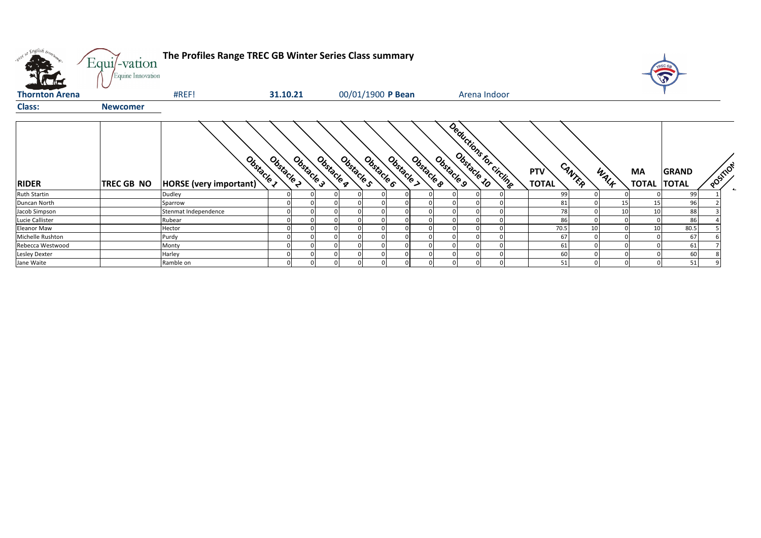**The Profiles Range TREC GB Winter Series Class summary**

**Thornton Arena** | #REF! | **31.10.21** | 00/01/1900 **P Bean** | Arena Indoor

**Class:** **Newcomer**

| RIDER | TREC GB NO | HORSE (very important) | Obstacle 1 | Obstacle 2 | Obstacle 3 | Obstacle 4 | Obstacle 5 | Obstacle 6 | Obstacle 7 | Obstacle 8 | Obstacle 9 | Obstacle 10 | Deductions for circling | PTV TOTAL | CANTER | WALK | MA TOTAL | GRAND TOTAL | POSITION |
|---|---|---|---|---|---|---|---|---|---|---|---|---|---|---|---|---|---|---|---|
| Ruth Startin | | Dudley | 0 | 0 | 0 | 0 | 0 | 0 | 0 | 0 | 0 | 0 | | 99 | 0 | 0 | 0 | 99 | 1 |
| Duncan North | | Sparrow | 0 | 0 | 0 | 0 | 0 | 0 | 0 | 0 | 0 | 0 | | 81 | 0 | 15 | 15 | 96 | 2 |
| Jacob Simpson | | Stenmat Independence | 0 | 0 | 0 | 0 | 0 | 0 | 0 | 0 | 0 | 0 | | 78 | 0 | 10 | 10 | 88 | 3 |
| Lucie Callister | | Rubear | 0 | 0 | 0 | 0 | 0 | 0 | 0 | 0 | 0 | 0 | | 86 | 0 | 0 | 0 | 86 | 4 |
| Eleanor Maw | | Hector | 0 | 0 | 0 | 0 | 0 | 0 | 0 | 0 | 0 | 0 | | 70.5 | 10 | 0 | 10 | 80.5 | 5 |
| Michelle Rushton | | Purdy | 0 | 0 | 0 | 0 | 0 | 0 | 0 | 0 | 0 | 0 | | 67 | 0 | 0 | 0 | 67 | 6 |
| Rebecca Westwood | | Monty | 0 | 0 | 0 | 0 | 0 | 0 | 0 | 0 | 0 | 0 | | 61 | 0 | 0 | 0 | 61 | 7 |
| Lesley Dexter | | Harley | 0 | 0 | 0 | 0 | 0 | 0 | 0 | 0 | 0 | 0 | | 60 | 0 | 0 | 0 | 60 | 8 |
| Jane Waite | | Ramble on | 0 | 0 | 0 | 0 | 0 | 0 | 0 | 0 | 0 | 0 | | 51 | 0 | 0 | 0 | 51 | 9 |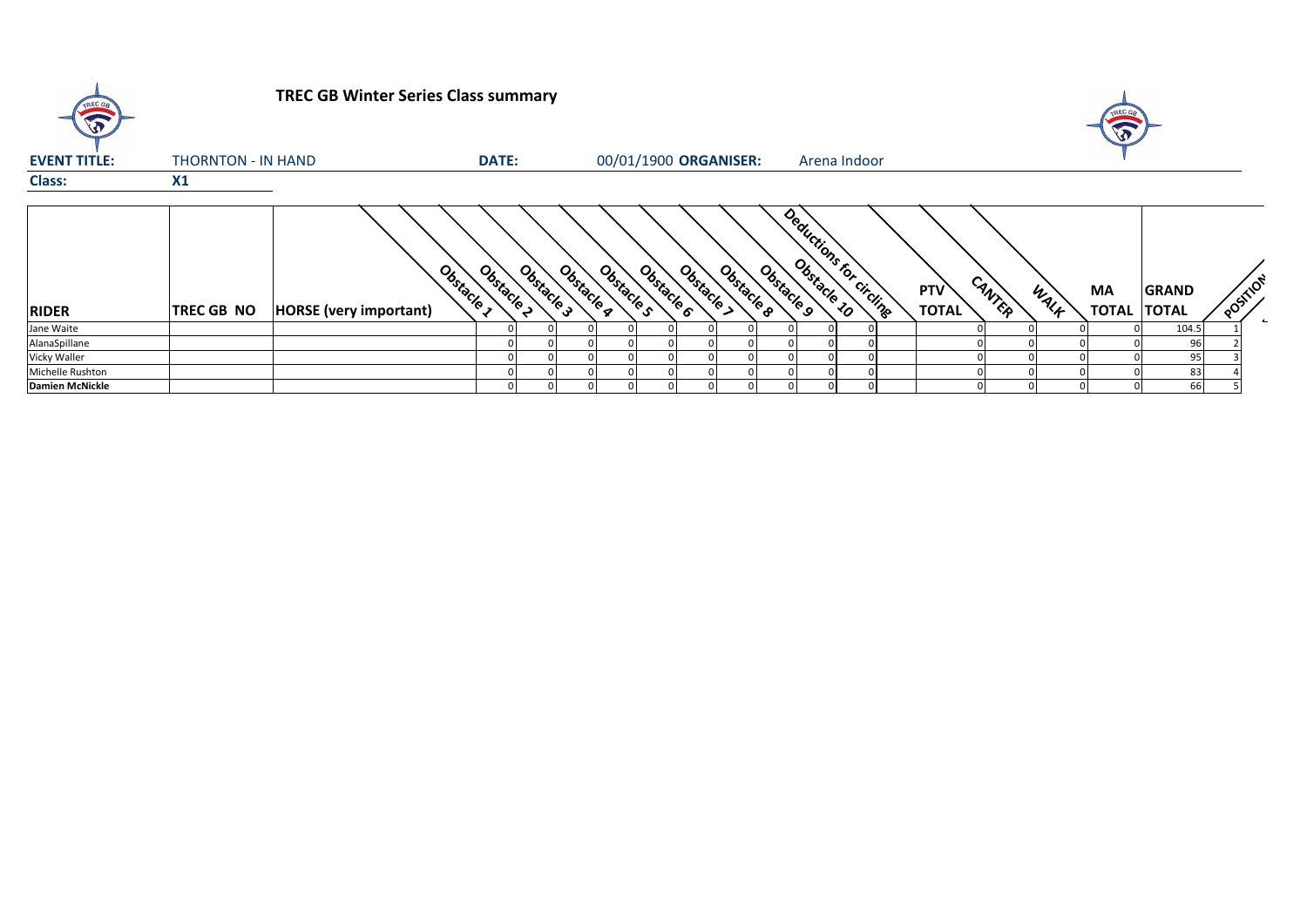## TREC GB Winter Series Class summary

**EVENT TITLE:** THORNTON - IN HAND **DATE:** 00/01/1900 **ORGANISER:** Arena Indoor

**Class:** X1

| RIDER | TREC GB NO | HORSE (very important) | Obstacle 1 | Obstacle 2 | Obstacle 3 | Obstacle 4 | Obstacle 5 | Obstacle 6 | Obstacle 7 | Obstacle 8 | Obstacle 9 | Obstacle 10 | Deductions for circling | PTV TOTAL | CANTER | WALK | MA TOTAL | GRAND TOTAL | POSITION |
|---|---|---|---|---|---|---|---|---|---|---|---|---|---|---|---|---|---|---|---|
| Jane Waite | | | 0 | 0 | 0 | 0 | 0 | 0 | 0 | 0 | 0 | 0 | | 0 | 0 | 0 | 0 | 104.5 | 1 |
| AlanaSpillane | | | 0 | 0 | 0 | 0 | 0 | 0 | 0 | 0 | 0 | 0 | | 0 | 0 | 0 | 0 | 96 | 2 |
| Vicky Waller | | | 0 | 0 | 0 | 0 | 0 | 0 | 0 | 0 | 0 | 0 | | 0 | 0 | 0 | 0 | 95 | 3 |
| Michelle Rushton | | | 0 | 0 | 0 | 0 | 0 | 0 | 0 | 0 | 0 | 0 | | 0 | 0 | 0 | 0 | 83 | 4 |
| **Damien McNickle** | | | 0 | 0 | 0 | 0 | 0 | 0 | 0 | 0 | 0 | 0 | | 0 | 0 | 0 | 0 | 66 | 5 |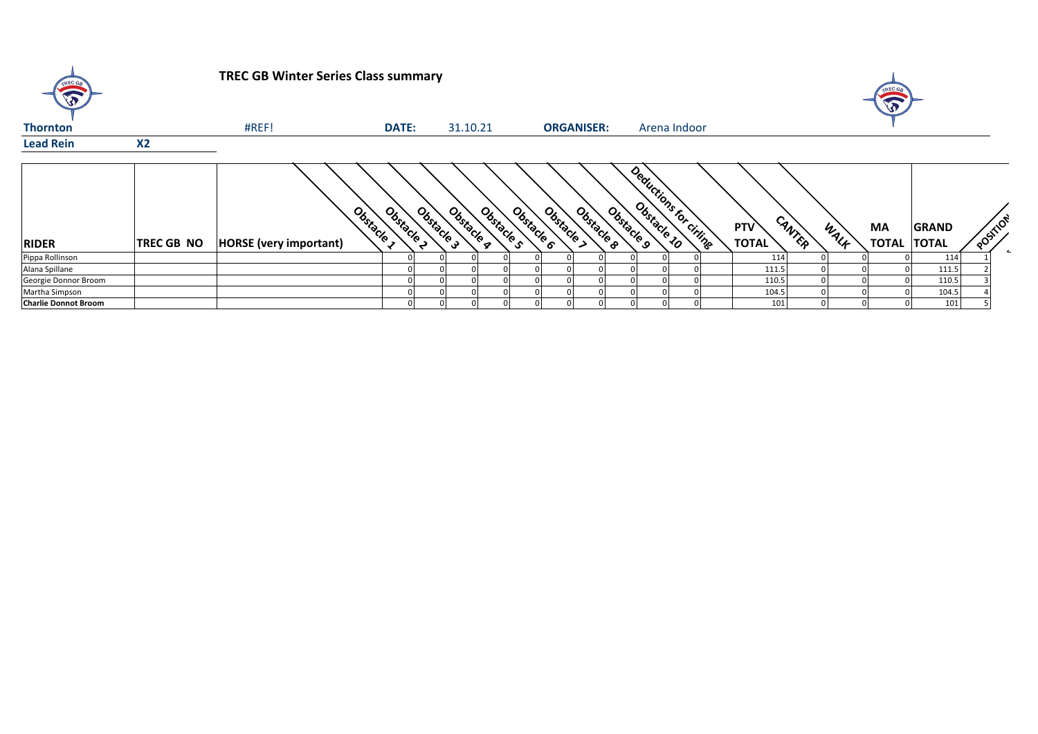## TREC GB Winter Series Class summary

**Thornton** #REF! **DATE:** 31.10.21 **ORGANISER:** Arena Indoor

**Lead Rein** **X2**

| RIDER | TREC GB NO | HORSE (very important) | Obstacle 1 | Obstacle 2 | Obstacle 3 | Obstacle 4 | Obstacle 5 | Obstacle 6 | Obstacle 7 | Obstacle 8 | Obstacle 9 | Obstacle 10 | Deductions for circling | PTV TOTAL | CANTER | WALK | MA TOTAL | GRAND TOTAL | POSITION |
|---|---|---|---|---|---|---|---|---|---|---|---|---|---|---|---|---|---|---|---|
| Pippa Rollinson | | | 0 | 0 | 0 | 0 | 0 | 0 | 0 | 0 | 0 | 0 | | 114 | 0 | 0 | 0 | 114 | 1 |
| Alana Spillane | | | 0 | 0 | 0 | 0 | 0 | 0 | 0 | 0 | 0 | 0 | | 111.5 | 0 | 0 | 0 | 111.5 | 2 |
| Georgie Donnor Broom | | | 0 | 0 | 0 | 0 | 0 | 0 | 0 | 0 | 0 | 0 | | 110.5 | 0 | 0 | 0 | 110.5 | 3 |
| Martha Simpson | | | 0 | 0 | 0 | 0 | 0 | 0 | 0 | 0 | 0 | 0 | | 104.5 | 0 | 0 | 0 | 104.5 | 4 |
| **Charlie Donnot Broom** | | | 0 | 0 | 0 | 0 | 0 | 0 | 0 | 0 | 0 | 0 | | 101 | 0 | 0 | 0 | 101 | 5 |